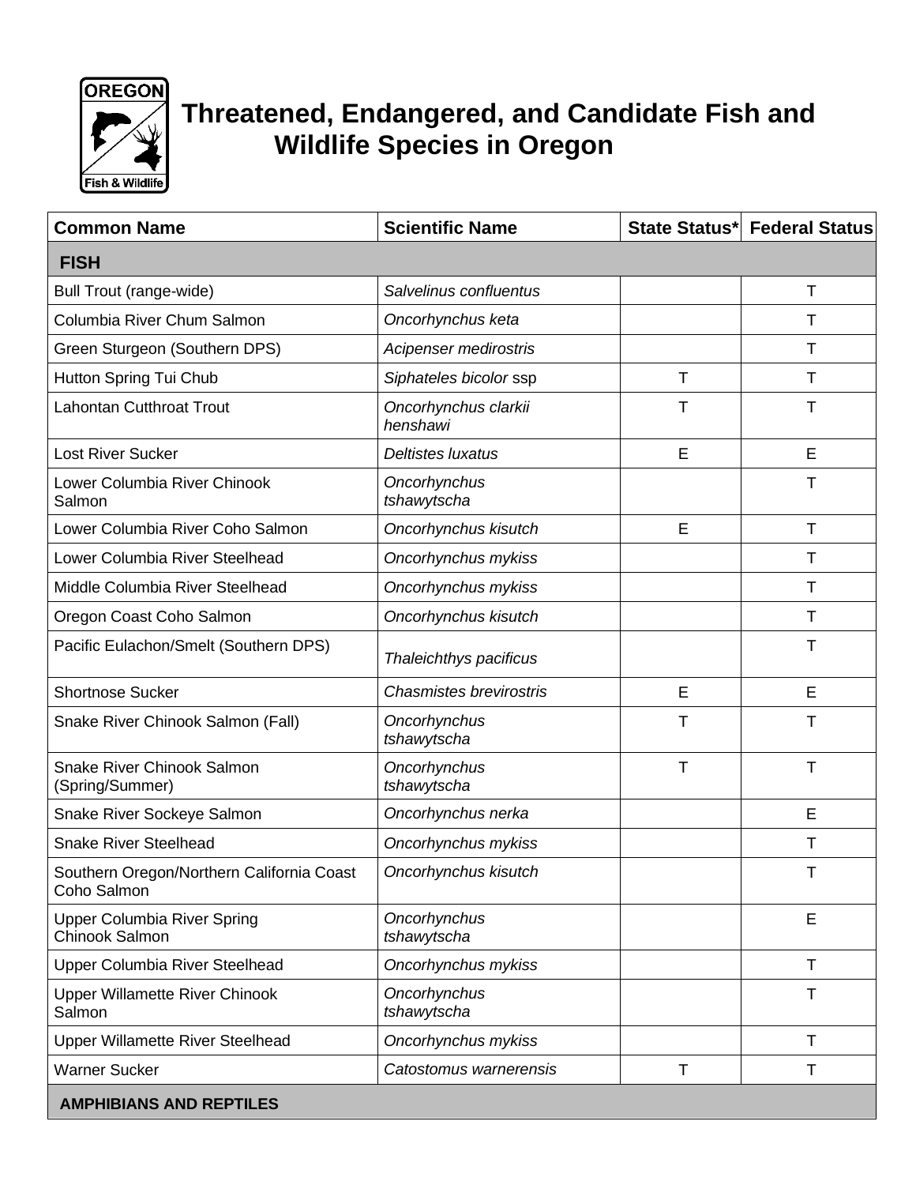# Threatened, Endangered, and Candidate Fish and Wildlife Species in Oregon

| Common Name | Scientific Name | State Status* | Federal Status |
|---|---|---|---|
| **FISH** | | | |
| Bull Trout (range-wide) | *Salvelinus confluentus* | | T |
| Columbia River Chum Salmon | *Oncorhynchus keta* | | T |
| Green Sturgeon (Southern DPS) | *Acipenser medirostris* | | T |
| Hutton Spring Tui Chub | *Siphateles bicolor* ssp | T | T |
| Lahontan Cutthroat Trout | *Oncorhynchus clarkii henshawi* | T | T |
| Lost River Sucker | *Deltistes luxatus* | E | E |
| Lower Columbia River Chinook Salmon | *Oncorhynchus tshawytscha* | | T |
| Lower Columbia River Coho Salmon | *Oncorhynchus kisutch* | E | T |
| Lower Columbia River Steelhead | *Oncorhynchus mykiss* | | T |
| Middle Columbia River Steelhead | *Oncorhynchus mykiss* | | T |
| Oregon Coast Coho Salmon | *Oncorhynchus kisutch* | | T |
| Pacific Eulachon/Smelt (Southern DPS) | *Thaleichthys pacificus* | | T |
| Shortnose Sucker | *Chasmistes brevirostris* | E | E |
| Snake River Chinook Salmon (Fall) | *Oncorhynchus tshawytscha* | T | T |
| Snake River Chinook Salmon (Spring/Summer) | *Oncorhynchus tshawytscha* | T | T |
| Snake River Sockeye Salmon | *Oncorhynchus nerka* | | E |
| Snake River Steelhead | *Oncorhynchus mykiss* | | T |
| Southern Oregon/Northern California Coast Coho Salmon | *Oncorhynchus kisutch* | | T |
| Upper Columbia River Spring Chinook Salmon | *Oncorhynchus tshawytscha* | | E |
| Upper Columbia River Steelhead | *Oncorhynchus mykiss* | | T |
| Upper Willamette River Chinook Salmon | *Oncorhynchus tshawytscha* | | T |
| Upper Willamette River Steelhead | *Oncorhynchus mykiss* | | T |
| Warner Sucker | *Catostomus warnerensis* | T | T |
| **AMPHIBIANS AND REPTILES** | | | |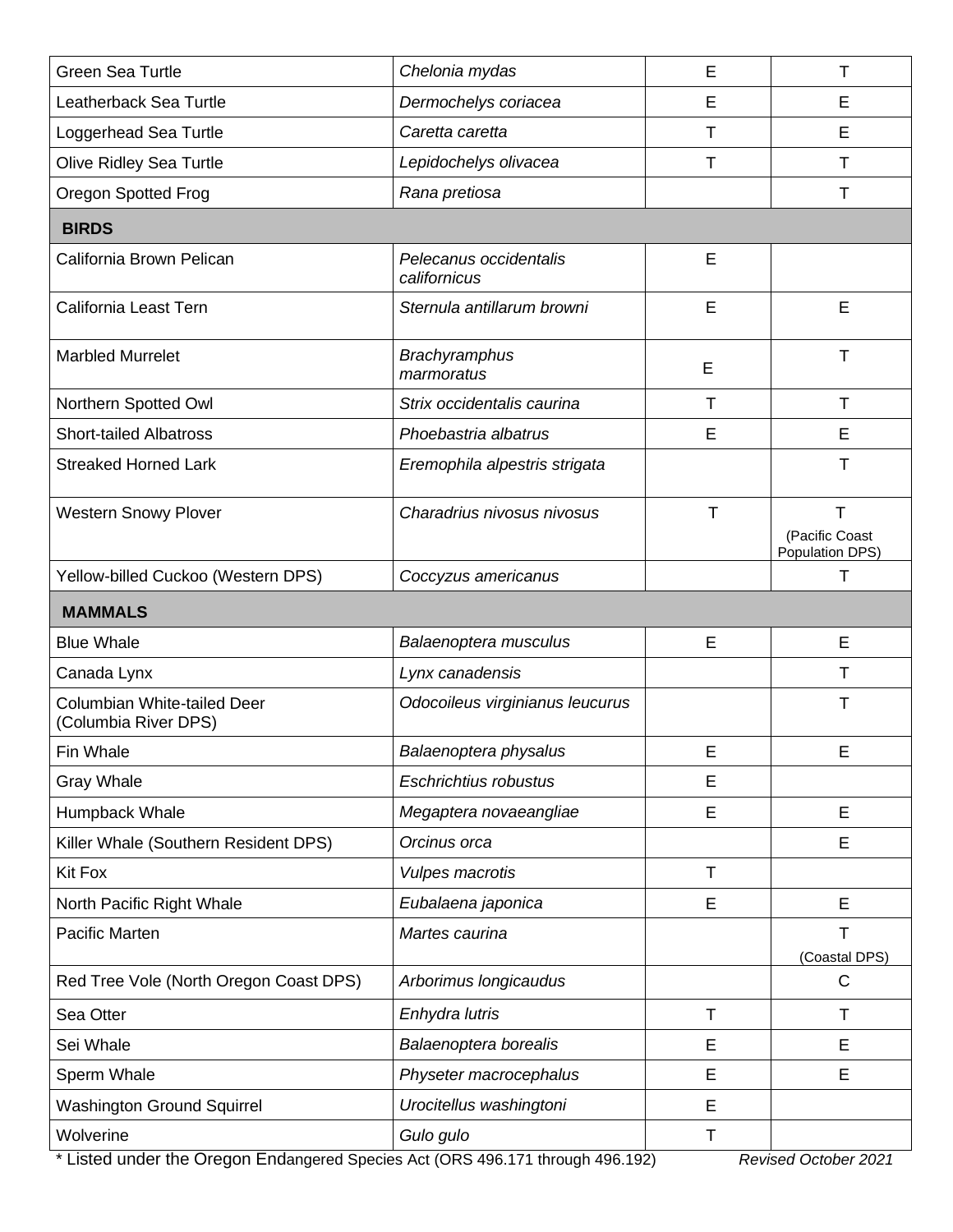| | | | |
|---|---|---|---|
| Green Sea Turtle | *Chelonia mydas* | E | T |
| Leatherback Sea Turtle | *Dermochelys coriacea* | E | E |
| Loggerhead Sea Turtle | *Caretta caretta* | T | E |
| Olive Ridley Sea Turtle | *Lepidochelys olivacea* | T | T |
| Oregon Spotted Frog | *Rana pretiosa* | | T |
| **BIRDS** | | | |
| California Brown Pelican | *Pelecanus occidentalis californicus* | E | |
| California Least Tern | *Sternula antillarum browni* | E | E |
| Marbled Murrelet | *Brachyramphus marmoratus* | E | T |
| Northern Spotted Owl | *Strix occidentalis caurina* | T | T |
| Short-tailed Albatross | *Phoebastria albatrus* | E | E |
| Streaked Horned Lark | *Eremophila alpestris strigata* | | T |
| Western Snowy Plover | *Charadrius nivosus nivosus* | T | T (Pacific Coast Population DPS) |
| Yellow-billed Cuckoo (Western DPS) | *Coccyzus americanus* | | T |
| **MAMMALS** | | | |
| Blue Whale | *Balaenoptera musculus* | E | E |
| Canada Lynx | *Lynx canadensis* | | T |
| Columbian White-tailed Deer (Columbia River DPS) | *Odocoileus virginianus leucurus* | | T |
| Fin Whale | *Balaenoptera physalus* | E | E |
| Gray Whale | *Eschrichtius robustus* | E | |
| Humpback Whale | *Megaptera novaeangliae* | E | E |
| Killer Whale (Southern Resident DPS) | *Orcinus orca* | | E |
| Kit Fox | *Vulpes macrotis* | T | |
| North Pacific Right Whale | *Eubalaena japonica* | E | E |
| Pacific Marten | *Martes caurina* | | T (Coastal DPS) |
| Red Tree Vole (North Oregon Coast DPS) | *Arborimus longicaudus* | | C |
| Sea Otter | *Enhydra lutris* | T | T |
| Sei Whale | *Balaenoptera borealis* | E | E |
| Sperm Whale | *Physeter macrocephalus* | E | E |
| Washington Ground Squirrel | *Urocitellus washingtoni* | E | |
| Wolverine | *Gulo gulo* | T | |

* Listed under the Oregon Endangered Species Act (ORS 496.171 through 496.192)

*Revised October 2021*